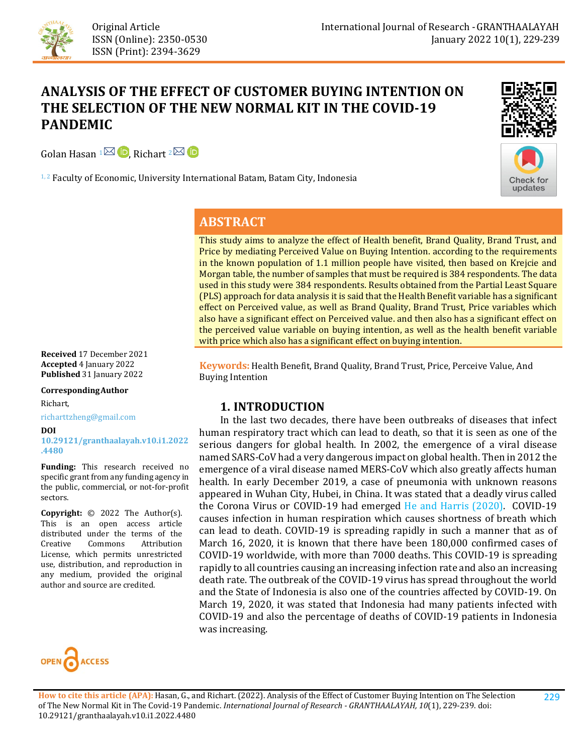Original Article
ISSN (Online): 2350-0530
ISSN (Print): 2394-3629

# ANALYSIS OF THE EFFECT OF CUSTOMER BUYING INTENTION ON THE SELECTION OF THE NEW NORMAL KIT IN THE COVID-19 PANDEMIC

Golan Hasan [1], Richart [2]

[1, 2] Faculty of Economic, University International Batam, Batam City, Indonesia

## ABSTRACT

This study aims to analyze the effect of Health benefit, Brand Quality, Brand Trust, and Price by mediating Perceived Value on Buying Intention. according to the requirements in the known population of 1.1 million people have visited, then based on Krejcie and Morgan table, the number of samples that must be required is 384 respondents. The data used in this study were 384 respondents. Results obtained from the Partial Least Square (PLS) approach for data analysis it is said that the Health Benefit variable has a significant effect on Perceived value, as well as Brand Quality, Brand Trust, Price variables which also have a significant effect on Perceived value. and then also has a significant effect on the perceived value variable on buying intention, as well as the health benefit variable with price which also has a significant effect on buying intention.

**Keywords:** Health Benefit, Brand Quality, Brand Trust, Price, Perceive Value, And Buying Intention

**Received** 17 December 2021
**Accepted** 4 January 2022
**Published** 31 January 2022

**Corresponding Author**

Richart,

richarttzheng@gmail.com

**DOI**

10.29121/granthaalayah.v10.i1.2022.4480

**Funding:** This research received no specific grant from any funding agency in the public, commercial, or not-for-profit sectors.

**Copyright:** © 2022 The Author(s). This is an open access article distributed under the terms of the Creative Commons Attribution License, which permits unrestricted use, distribution, and reproduction in any medium, provided the original author and source are credited.

## 1. INTRODUCTION

In the last two decades, there have been outbreaks of diseases that infect human respiratory tract which can lead to death, so that it is seen as one of the serious dangers for global health. In 2002, the emergence of a viral disease named SARS-CoV had a very dangerous impact on global health. Then in 2012 the emergence of a viral disease named MERS-CoV which also greatly affects human health. In early December 2019, a case of pneumonia with unknown reasons appeared in Wuhan City, Hubei, in China. It was stated that a deadly virus called the Corona Virus or COVID-19 had emerged He and Harris (2020). COVID-19 causes infection in human respiration which causes shortness of breath which can lead to death. COVID-19 is spreading rapidly in such a manner that as of March 16, 2020, it is known that there have been 180,000 confirmed cases of COVID-19 worldwide, with more than 7000 deaths. This COVID-19 is spreading rapidly to all countries causing an increasing infection rate and also an increasing death rate. The outbreak of the COVID-19 virus has spread throughout the world and the State of Indonesia is also one of the countries affected by COVID-19. On March 19, 2020, it was stated that Indonesia had many patients infected with COVID-19 and also the percentage of deaths of COVID-19 patients in Indonesia was increasing.

**How to cite this article (APA):** Hasan, G., and Richart. (2022). Analysis of the Effect of Customer Buying Intention on The Selection of The New Normal Kit in The Covid-19 Pandemic. *International Journal of Research - GRANTHAALAYAH, 10*(1), 229-239. doi: 10.29121/granthaalayah.v10.i1.2022.4480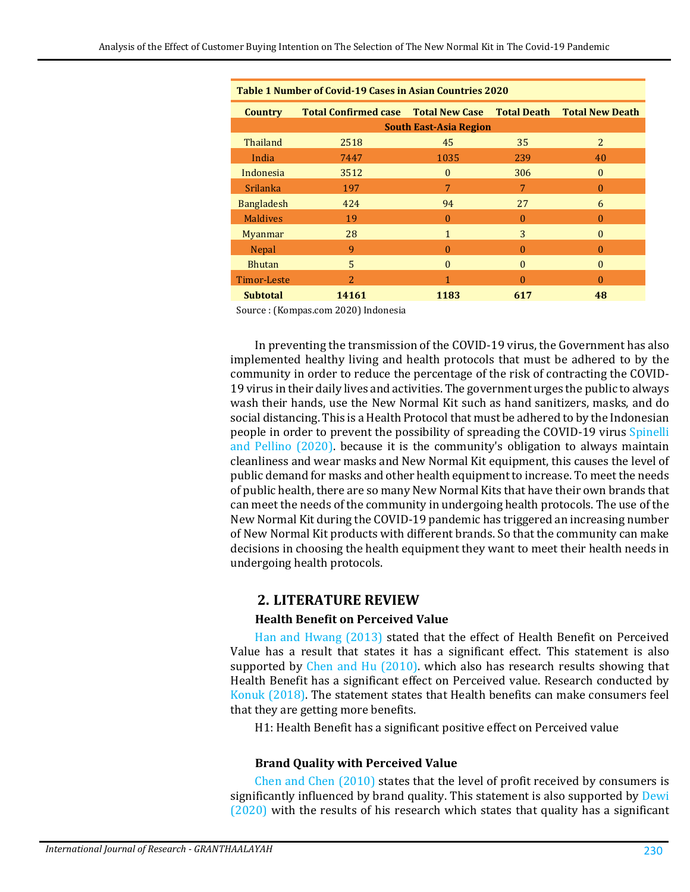| Table 1 Number of Covid-19 Cases in Asian Countries 2020 | | | | |
|---|---|---|---|---|
| **Country** | **Total Confirmed case** | **Total New Case** | **Total Death** | **Total New Death** |
| **South East-Asia Region** | | | | |
| Thailand | 2518 | 45 | 35 | 2 |
| India | 7447 | 1035 | 239 | 40 |
| Indonesia | 3512 | 0 | 306 | 0 |
| Srilanka | 197 | 7 | 7 | 0 |
| Bangladesh | 424 | 94 | 27 | 6 |
| Maldives | 19 | 0 | 0 | 0 |
| Myanmar | 28 | 1 | 3 | 0 |
| Nepal | 9 | 0 | 0 | 0 |
| Bhutan | 5 | 0 | 0 | 0 |
| Timor-Leste | 2 | 1 | 0 | 0 |
| **Subtotal** | **14161** | **1183** | **617** | **48** |

Source : (Kompas.com 2020) Indonesia

In preventing the transmission of the COVID-19 virus, the Government has also implemented healthy living and health protocols that must be adhered to by the community in order to reduce the percentage of the risk of contracting the COVID-19 virus in their daily lives and activities. The government urges the public to always wash their hands, use the New Normal Kit such as hand sanitizers, masks, and do social distancing. This is a Health Protocol that must be adhered to by the Indonesian people in order to prevent the possibility of spreading the COVID-19 virus Spinelli and Pellino (2020). because it is the community's obligation to always maintain cleanliness and wear masks and New Normal Kit equipment, this causes the level of public demand for masks and other health equipment to increase. To meet the needs of public health, there are so many New Normal Kits that have their own brands that can meet the needs of the community in undergoing health protocols. The use of the New Normal Kit during the COVID-19 pandemic has triggered an increasing number of New Normal Kit products with different brands. So that the community can make decisions in choosing the health equipment they want to meet their health needs in undergoing health protocols.

## 2. LITERATURE REVIEW

### Health Benefit on Perceived Value

Han and Hwang (2013) stated that the effect of Health Benefit on Perceived Value has a result that states it has a significant effect. This statement is also supported by Chen and Hu (2010). which also has research results showing that Health Benefit has a significant effect on Perceived value. Research conducted by Konuk (2018). The statement states that Health benefits can make consumers feel that they are getting more benefits.

H1: Health Benefit has a significant positive effect on Perceived value

### Brand Quality with Perceived Value

Chen and Chen (2010) states that the level of profit received by consumers is significantly influenced by brand quality. This statement is also supported by Dewi (2020) with the results of his research which states that quality has a significant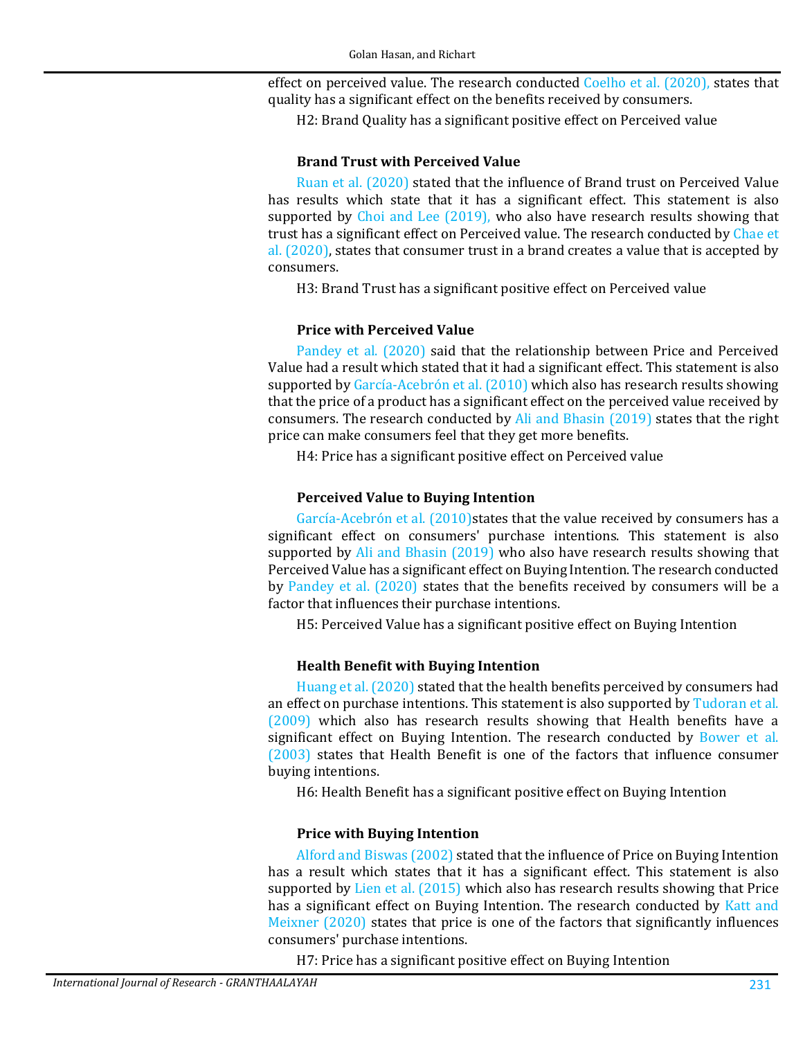effect on perceived value. The research conducted Coelho et al. (2020), states that quality has a significant effect on the benefits received by consumers.

H2: Brand Quality has a significant positive effect on Perceived value

### Brand Trust with Perceived Value

Ruan et al. (2020) stated that the influence of Brand trust on Perceived Value has results which state that it has a significant effect. This statement is also supported by Choi and Lee (2019), who also have research results showing that trust has a significant effect on Perceived value. The research conducted by Chae et al. (2020), states that consumer trust in a brand creates a value that is accepted by consumers.

H3: Brand Trust has a significant positive effect on Perceived value

### Price with Perceived Value

Pandey et al. (2020) said that the relationship between Price and Perceived Value had a result which stated that it had a significant effect. This statement is also supported by García-Acebrón et al. (2010) which also has research results showing that the price of a product has a significant effect on the perceived value received by consumers. The research conducted by Ali and Bhasin (2019) states that the right price can make consumers feel that they get more benefits.

H4: Price has a significant positive effect on Perceived value

### Perceived Value to Buying Intention

García-Acebrón et al. (2010)states that the value received by consumers has a significant effect on consumers' purchase intentions. This statement is also supported by Ali and Bhasin (2019) who also have research results showing that Perceived Value has a significant effect on Buying Intention. The research conducted by Pandey et al. (2020) states that the benefits received by consumers will be a factor that influences their purchase intentions.

H5: Perceived Value has a significant positive effect on Buying Intention

### Health Benefit with Buying Intention

Huang et al. (2020) stated that the health benefits perceived by consumers had an effect on purchase intentions. This statement is also supported by Tudoran et al. (2009) which also has research results showing that Health benefits have a significant effect on Buying Intention. The research conducted by Bower et al. (2003) states that Health Benefit is one of the factors that influence consumer buying intentions.

H6: Health Benefit has a significant positive effect on Buying Intention

### Price with Buying Intention

Alford and Biswas (2002) stated that the influence of Price on Buying Intention has a result which states that it has a significant effect. This statement is also supported by Lien et al. (2015) which also has research results showing that Price has a significant effect on Buying Intention. The research conducted by Katt and Meixner (2020) states that price is one of the factors that significantly influences consumers' purchase intentions.

H7: Price has a significant positive effect on Buying Intention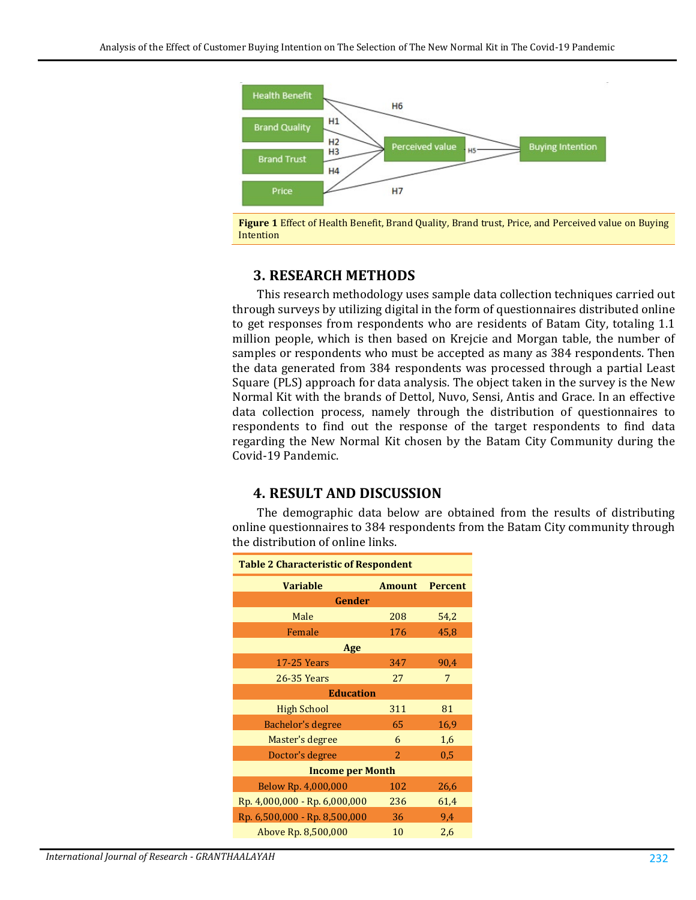Health Benefit

Brand Quality

Brand Trust

Price

Perceived value

Buying Intention

H1

H2

H3

H4

H5

H6

H7

**Figure 1** Effect of Health Benefit, Brand Quality, Brand trust, Price, and Perceived value on Buying Intention

## 3. RESEARCH METHODS

This research methodology uses sample data collection techniques carried out through surveys by utilizing digital in the form of questionnaires distributed online to get responses from respondents who are residents of Batam City, totaling 1.1 million people, which is then based on Krejcie and Morgan table, the number of samples or respondents who must be accepted as many as 384 respondents. Then the data generated from 384 respondents was processed through a partial Least Square (PLS) approach for data analysis. The object taken in the survey is the New Normal Kit with the brands of Dettol, Nuvo, Sensi, Antis and Grace. In an effective data collection process, namely through the distribution of questionnaires to respondents to find out the response of the target respondents to find data regarding the New Normal Kit chosen by the Batam City Community during the Covid-19 Pandemic.

## 4. RESULT AND DISCUSSION

The demographic data below are obtained from the results of distributing online questionnaires to 384 respondents from the Batam City community through the distribution of online links.

**Table 2 Characteristic of Respondent**

| Variable | Amount | Percent |
|---|---|---|
| **Gender** | | |
| Male | 208 | 54,2 |
| Female | 176 | 45,8 |
| **Age** | | |
| 17-25 Years | 347 | 90,4 |
| 26-35 Years | 27 | 7 |
| **Education** | | |
| High School | 311 | 81 |
| Bachelor's degree | 65 | 16,9 |
| Master's degree | 6 | 1,6 |
| Doctor's degree | 2 | 0,5 |
| **Income per Month** | | |
| Below Rp. 4,000,000 | 102 | 26,6 |
| Rp. 4,000,000 - Rp. 6,000,000 | 236 | 61,4 |
| Rp. 6,500,000 - Rp. 8,500,000 | 36 | 9,4 |
| Above Rp. 8,500,000 | 10 | 2,6 |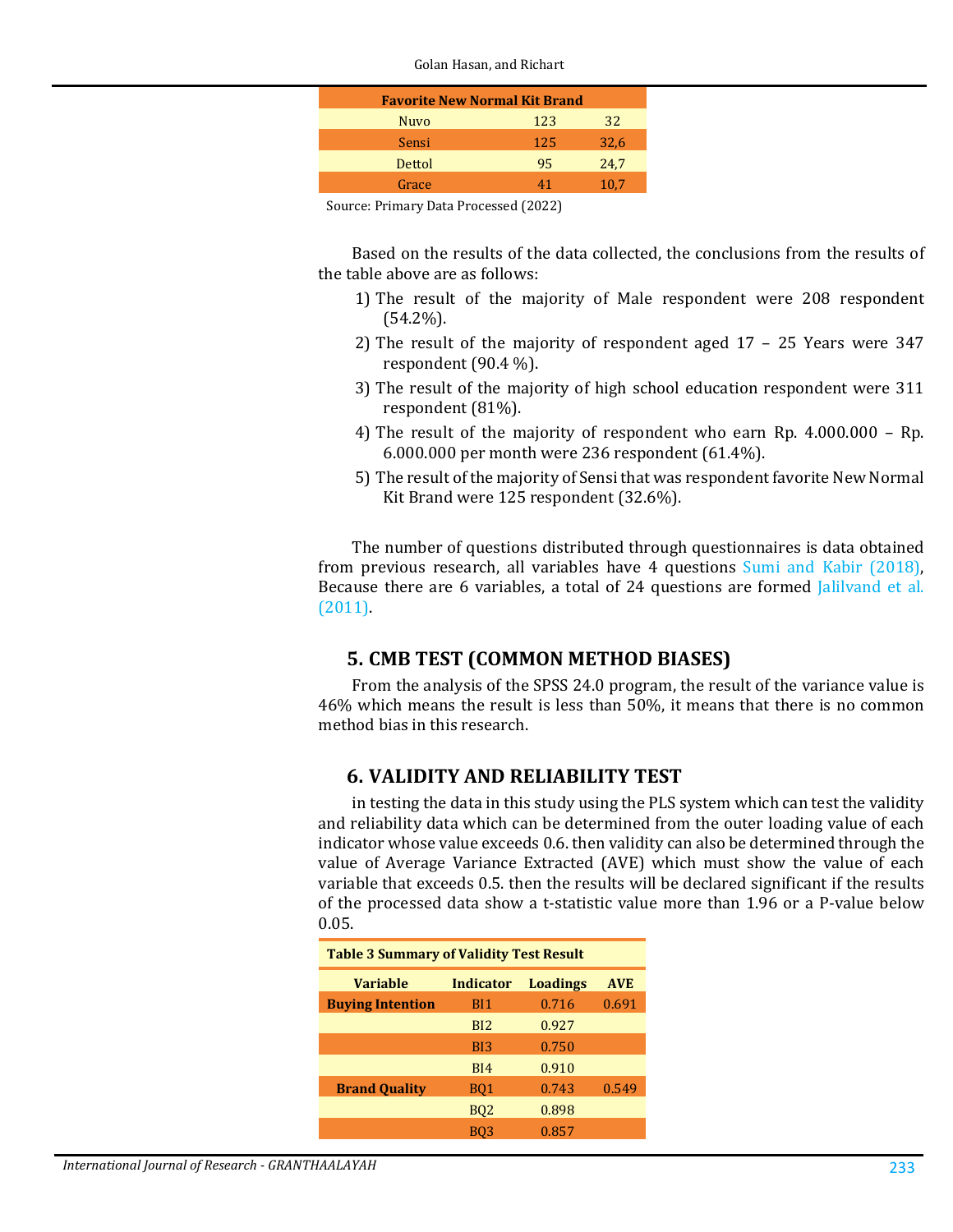| Favorite New Normal Kit Brand | | |
|---|---|---|
| Nuvo | 123 | 32 |
| Sensi | 125 | 32,6 |
| Dettol | 95 | 24,7 |
| Grace | 41 | 10,7 |

Source: Primary Data Processed (2022)

Based on the results of the data collected, the conclusions from the results of the table above are as follows:

1) The result of the majority of Male respondent were 208 respondent (54.2%).
2) The result of the majority of respondent aged 17 – 25 Years were 347 respondent (90.4 %).
3) The result of the majority of high school education respondent were 311 respondent (81%).
4) The result of the majority of respondent who earn Rp. 4.000.000 – Rp. 6.000.000 per month were 236 respondent (61.4%).
5) The result of the majority of Sensi that was respondent favorite New Normal Kit Brand were 125 respondent (32.6%).

The number of questions distributed through questionnaires is data obtained from previous research, all variables have 4 questions Sumi and Kabir (2018), Because there are 6 variables, a total of 24 questions are formed Jalilvand et al. (2011).

## 5. CMB TEST (COMMON METHOD BIASES)

From the analysis of the SPSS 24.0 program, the result of the variance value is 46% which means the result is less than 50%, it means that there is no common method bias in this research.

## 6. VALIDITY AND RELIABILITY TEST

in testing the data in this study using the PLS system which can test the validity and reliability data which can be determined from the outer loading value of each indicator whose value exceeds 0.6. then validity can also be determined through the value of Average Variance Extracted (AVE) which must show the value of each variable that exceeds 0.5. then the results will be declared significant if the results of the processed data show a t-statistic value more than 1.96 or a P-value below 0.05.

**Table 3 Summary of Validity Test Result**

| Variable | Indicator | Loadings | AVE |
|---|---|---|---|
| **Buying Intention** | BI1 | 0.716 | 0.691 |
| | BI2 | 0.927 | |
| | BI3 | 0.750 | |
| | BI4 | 0.910 | |
| **Brand Quality** | BQ1 | 0.743 | 0.549 |
| | BQ2 | 0.898 | |
| | BQ3 | 0.857 | |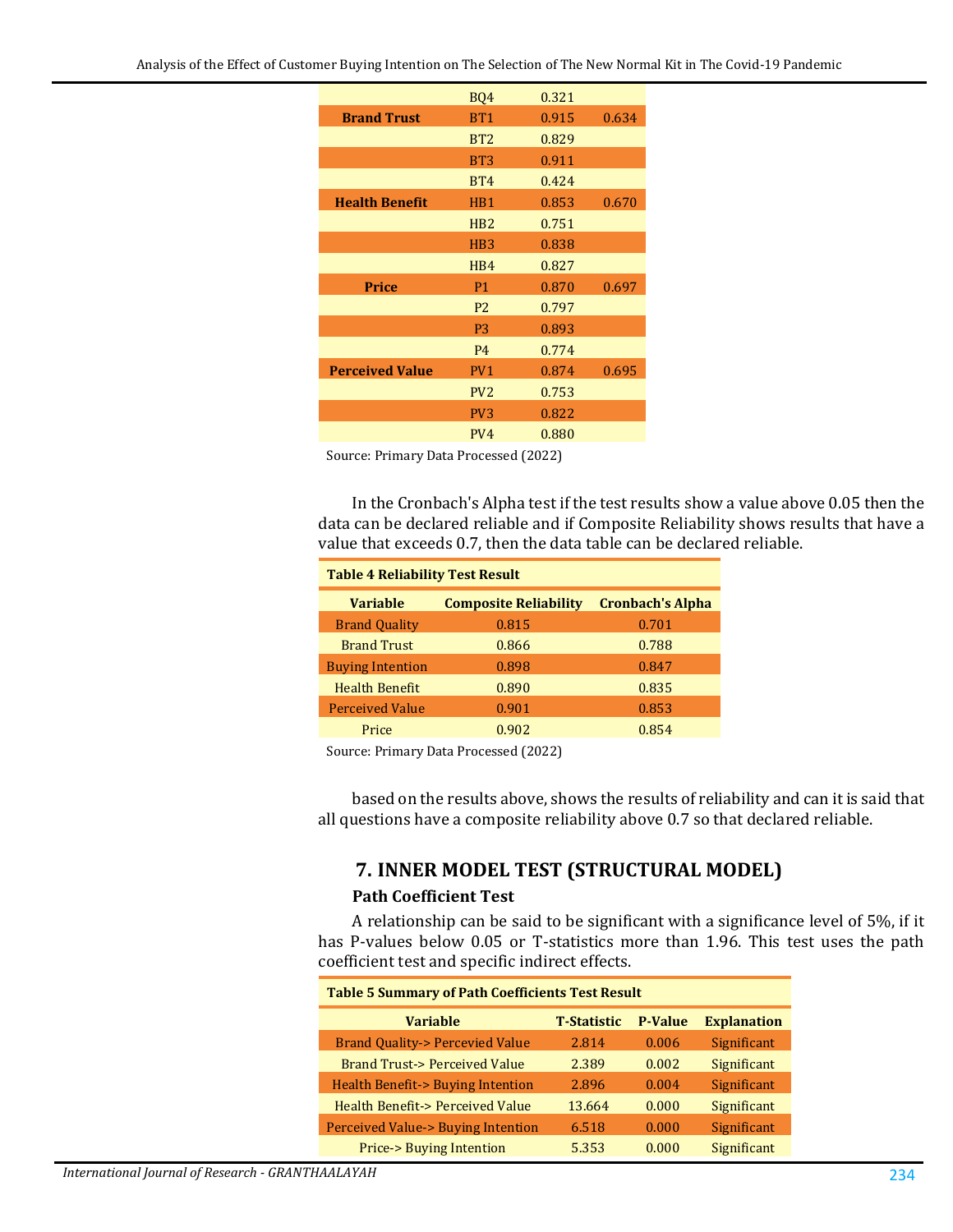| | | | |
|---|---|---|---|
| | BQ4 | 0.321 | |
| **Brand Trust** | BT1 | 0.915 | 0.634 |
| | BT2 | 0.829 | |
| | BT3 | 0.911 | |
| | BT4 | 0.424 | |
| **Health Benefit** | HB1 | 0.853 | 0.670 |
| | HB2 | 0.751 | |
| | HB3 | 0.838 | |
| | HB4 | 0.827 | |
| **Price** | P1 | 0.870 | 0.697 |
| | P2 | 0.797 | |
| | P3 | 0.893 | |
| | P4 | 0.774 | |
| **Perceived Value** | PV1 | 0.874 | 0.695 |
| | PV2 | 0.753 | |
| | PV3 | 0.822 | |
| | PV4 | 0.880 | |

Source: Primary Data Processed (2022)

In the Cronbach's Alpha test if the test results show a value above 0.05 then the data can be declared reliable and if Composite Reliability shows results that have a value that exceeds 0.7, then the data table can be declared reliable.

**Table 4 Reliability Test Result**

| Variable | Composite Reliability | Cronbach's Alpha |
|---|---|---|
| Brand Quality | 0.815 | 0.701 |
| Brand Trust | 0.866 | 0.788 |
| Buying Intention | 0.898 | 0.847 |
| Health Benefit | 0.890 | 0.835 |
| Perceived Value | 0.901 | 0.853 |
| Price | 0.902 | 0.854 |

Source: Primary Data Processed (2022)

based on the results above, shows the results of reliability and can it is said that all questions have a composite reliability above 0.7 so that declared reliable.

## 7. INNER MODEL TEST (STRUCTURAL MODEL)

### Path Coefficient Test

A relationship can be said to be significant with a significance level of 5%, if it has P-values below 0.05 or T-statistics more than 1.96. This test uses the path coefficient test and specific indirect effects.

**Table 5 Summary of Path Coefficients Test Result**

| Variable | T-Statistic | P-Value | Explanation |
|---|---|---|---|
| Brand Quality-> Percevied Value | 2.814 | 0.006 | Significant |
| Brand Trust-> Perceived Value | 2.389 | 0.002 | Significant |
| Health Benefit-> Buying Intention | 2.896 | 0.004 | Significant |
| Health Benefit-> Percevied Value | 13.664 | 0.000 | Significant |
| Perceived Value-> Buying Intention | 6.518 | 0.000 | Significant |
| Price-> Buying Intention | 5.353 | 0.000 | Significant |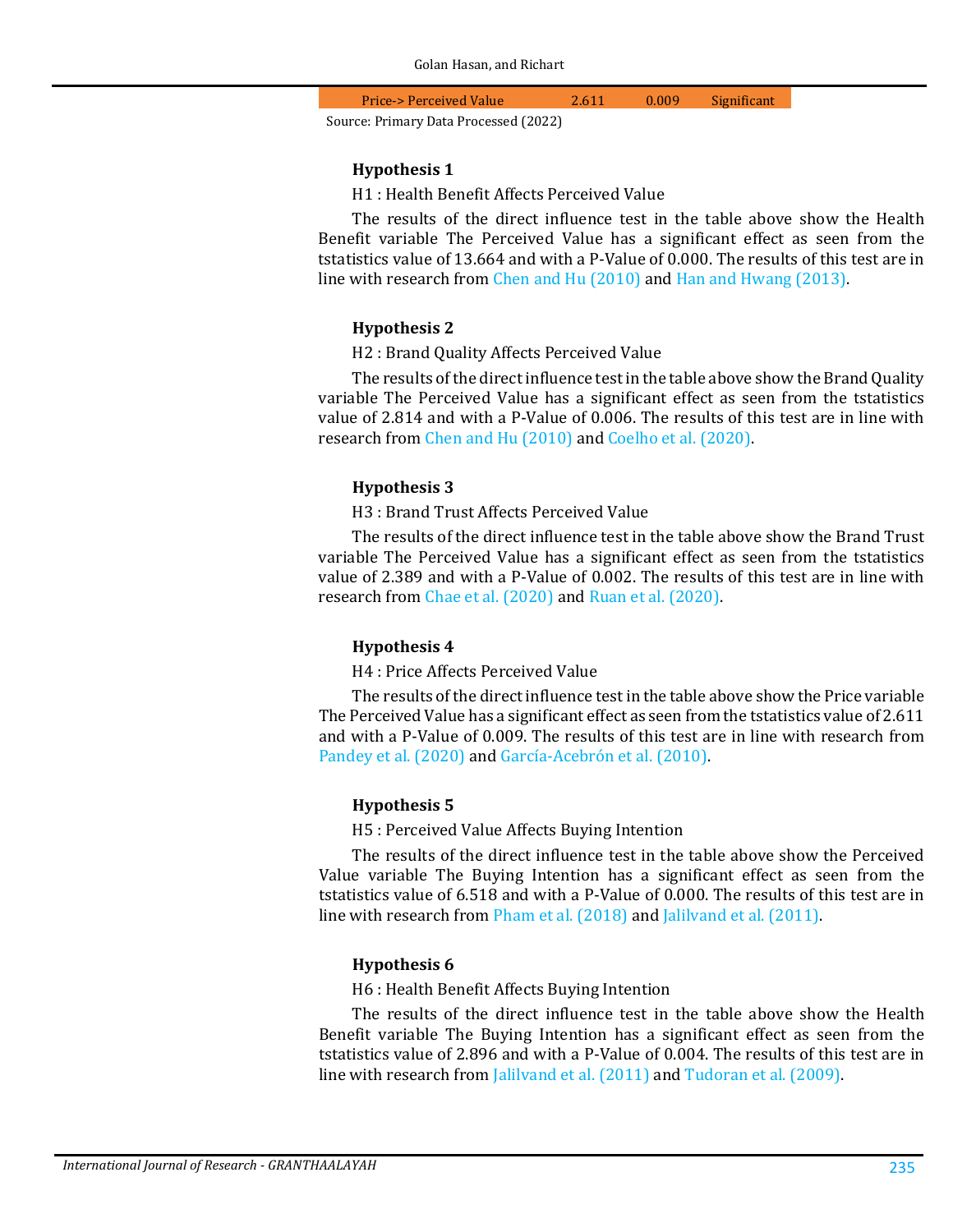| | | | |
|---|---|---|---|
| Price-> Perceived Value | 2.611 | 0.009 | Significant |

Source: Primary Data Processed (2022)

**Hypothesis 1**

H1 : Health Benefit Affects Perceived Value

The results of the direct influence test in the table above show the Health Benefit variable The Perceived Value has a significant effect as seen from the tstatistics value of 13.664 and with a P-Value of 0.000. The results of this test are in line with research from Chen and Hu (2010) and Han and Hwang (2013).

**Hypothesis 2**

H2 : Brand Quality Affects Perceived Value

The results of the direct influence test in the table above show the Brand Quality variable The Perceived Value has a significant effect as seen from the tstatistics value of 2.814 and with a P-Value of 0.006. The results of this test are in line with research from Chen and Hu (2010) and Coelho et al. (2020).

**Hypothesis 3**

H3 : Brand Trust Affects Perceived Value

The results of the direct influence test in the table above show the Brand Trust variable The Perceived Value has a significant effect as seen from the tstatistics value of 2.389 and with a P-Value of 0.002. The results of this test are in line with research from Chae et al. (2020) and Ruan et al. (2020).

**Hypothesis 4**

H4 : Price Affects Perceived Value

The results of the direct influence test in the table above show the Price variable The Perceived Value has a significant effect as seen from the tstatistics value of 2.611 and with a P-Value of 0.009. The results of this test are in line with research from Pandey et al. (2020) and García-Acebrón et al. (2010).

**Hypothesis 5**

H5 : Perceived Value Affects Buying Intention

The results of the direct influence test in the table above show the Perceived Value variable The Buying Intention has a significant effect as seen from the tstatistics value of 6.518 and with a P-Value of 0.000. The results of this test are in line with research from Pham et al. (2018) and Jalilvand et al. (2011).

**Hypothesis 6**

H6 : Health Benefit Affects Buying Intention

The results of the direct influence test in the table above show the Health Benefit variable The Buying Intention has a significant effect as seen from the tstatistics value of 2.896 and with a P-Value of 0.004. The results of this test are in line with research from Jalilvand et al. (2011) and Tudoran et al. (2009).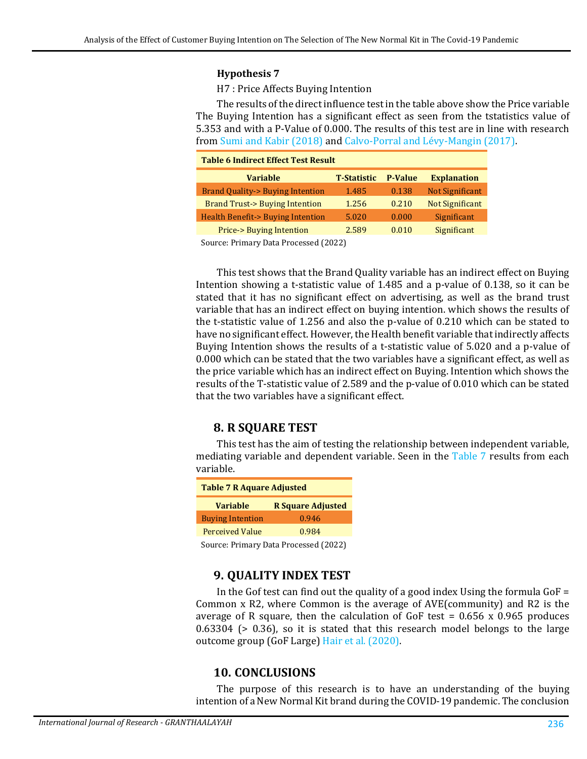**Hypothesis 7**

H7 : Price Affects Buying Intention

The results of the direct influence test in the table above show the Price variable The Buying Intention has a significant effect as seen from the tstatistics value of 5.353 and with a P-Value of 0.000. The results of this test are in line with research from Sumi and Kabir (2018) and Calvo-Porral and Lévy-Mangin (2017).

**Table 6 Indirect Effect Test Result**

| Variable | T-Statistic | P-Value | Explanation |
|---|---|---|---|
| Brand Quality-> Buying Intention | 1.485 | 0.138 | Not Significant |
| Brand Trust-> Buying Intention | 1.256 | 0.210 | Not Significant |
| Health Benefit-> Buying Intention | 5.020 | 0.000 | Significant |
| Price-> Buying Intention | 2.589 | 0.010 | Significant |

Source: Primary Data Processed (2022)

This test shows that the Brand Quality variable has an indirect effect on Buying Intention showing a t-statistic value of 1.485 and a p-value of 0.138, so it can be stated that it has no significant effect on advertising, as well as the brand trust variable that has an indirect effect on buying intention. which shows the results of the t-statistic value of 1.256 and also the p-value of 0.210 which can be stated to have no significant effect. However, the Health benefit variable that indirectly affects Buying Intention shows the results of a t-statistic value of 5.020 and a p-value of 0.000 which can be stated that the two variables have a significant effect, as well as the price variable which has an indirect effect on Buying. Intention which shows the results of the T-statistic value of 2.589 and the p-value of 0.010 which can be stated that the two variables have a significant effect.

## 8. R SQUARE TEST

This test has the aim of testing the relationship between independent variable, mediating variable and dependent variable. Seen in the Table 7 results from each variable.

**Table 7 R Aquare Adjusted**

| Variable | R Square Adjusted |
|---|---|
| Buying Intention | 0.946 |
| Perceived Value | 0.984 |

Source: Primary Data Processed (2022)

## 9. QUALITY INDEX TEST

In the Gof test can find out the quality of a good index Using the formula GoF = Common x R2, where Common is the average of AVE(community) and R2 is the average of R square, then the calculation of GoF test = 0.656 x 0.965 produces 0.63304 (> 0.36), so it is stated that this research model belongs to the large outcome group (GoF Large) Hair et al. (2020).

## 10. CONCLUSIONS

The purpose of this research is to have an understanding of the buying intention of a New Normal Kit brand during the COVID-19 pandemic. The conclusion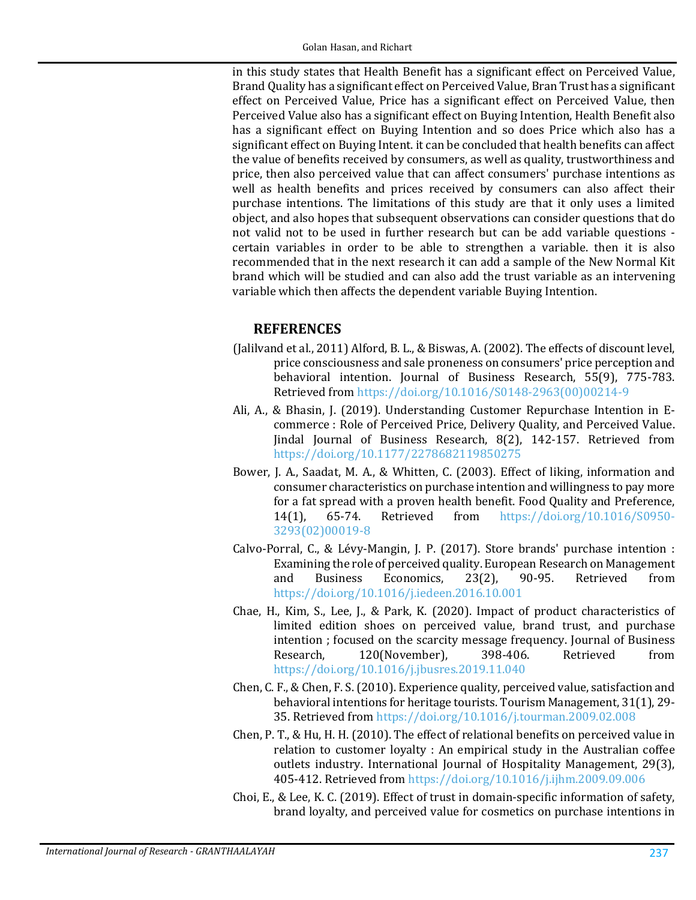in this study states that Health Benefit has a significant effect on Perceived Value, Brand Quality has a significant effect on Perceived Value, Bran Trust has a significant effect on Perceived Value, Price has a significant effect on Perceived Value, then Perceived Value also has a significant effect on Buying Intention, Health Benefit also has a significant effect on Buying Intention and so does Price which also has a significant effect on Buying Intent. it can be concluded that health benefits can affect the value of benefits received by consumers, as well as quality, trustworthiness and price, then also perceived value that can affect consumers' purchase intentions as well as health benefits and prices received by consumers can also affect their purchase intentions. The limitations of this study are that it only uses a limited object, and also hopes that subsequent observations can consider questions that do not valid not to be used in further research but can be add variable questions - certain variables in order to be able to strengthen a variable. then it is also recommended that in the next research it can add a sample of the New Normal Kit brand which will be studied and can also add the trust variable as an intervening variable which then affects the dependent variable Buying Intention.

## REFERENCES

(Jalilvand et al., 2011) Alford, B. L., & Biswas, A. (2002). The effects of discount level, price consciousness and sale proneness on consumers' price perception and behavioral intention. Journal of Business Research, 55(9), 775-783. Retrieved from https://doi.org/10.1016/S0148-2963(00)00214-9

Ali, A., & Bhasin, J. (2019). Understanding Customer Repurchase Intention in E-commerce : Role of Perceived Price, Delivery Quality, and Perceived Value. Jindal Journal of Business Research, 8(2), 142-157. Retrieved from https://doi.org/10.1177/2278682119850275

Bower, J. A., Saadat, M. A., & Whitten, C. (2003). Effect of liking, information and consumer characteristics on purchase intention and willingness to pay more for a fat spread with a proven health benefit. Food Quality and Preference, 14(1), 65-74. Retrieved from https://doi.org/10.1016/S0950-3293(02)00019-8

Calvo-Porral, C., & Lévy-Mangin, J. P. (2017). Store brands' purchase intention : Examining the role of perceived quality. European Research on Management and Business Economics, 23(2), 90-95. Retrieved from https://doi.org/10.1016/j.iedeen.2016.10.001

Chae, H., Kim, S., Lee, J., & Park, K. (2020). Impact of product characteristics of limited edition shoes on perceived value, brand trust, and purchase intention ; focused on the scarcity message frequency. Journal of Business Research, 120(November), 398-406. Retrieved from https://doi.org/10.1016/j.jbusres.2019.11.040

Chen, C. F., & Chen, F. S. (2010). Experience quality, perceived value, satisfaction and behavioral intentions for heritage tourists. Tourism Management, 31(1), 29-35. Retrieved from https://doi.org/10.1016/j.tourman.2009.02.008

Chen, P. T., & Hu, H. H. (2010). The effect of relational benefits on perceived value in relation to customer loyalty : An empirical study in the Australian coffee outlets industry. International Journal of Hospitality Management, 29(3), 405-412. Retrieved from https://doi.org/10.1016/j.ijhm.2009.09.006

Choi, E., & Lee, K. C. (2019). Effect of trust in domain-specific information of safety, brand loyalty, and perceived value for cosmetics on purchase intentions in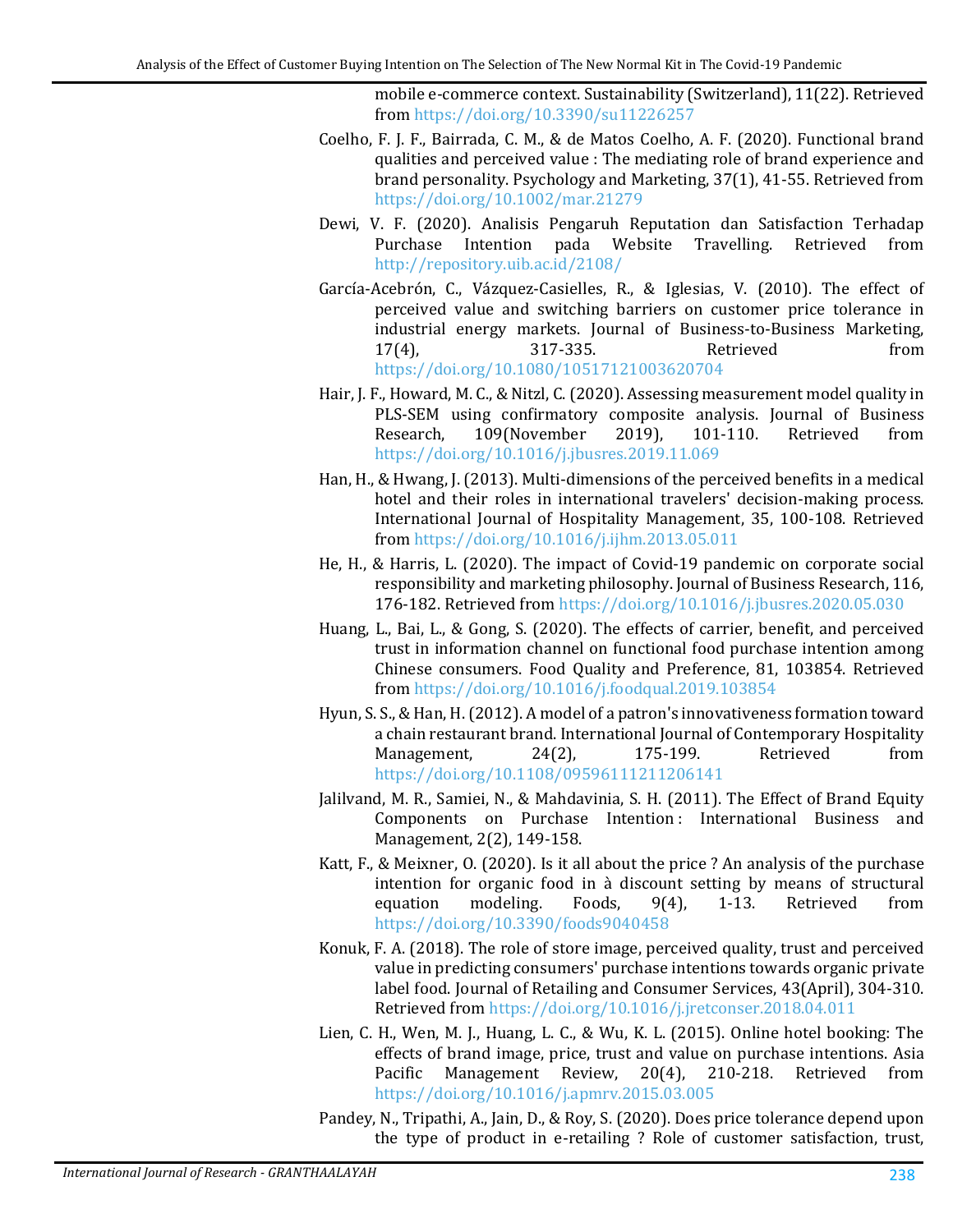mobile e-commerce context. Sustainability (Switzerland), 11(22). Retrieved from https://doi.org/10.3390/su11226257

Coelho, F. J. F., Bairrada, C. M., & de Matos Coelho, A. F. (2020). Functional brand qualities and perceived value : The mediating role of brand experience and brand personality. Psychology and Marketing, 37(1), 41-55. Retrieved from https://doi.org/10.1002/mar.21279

Dewi, V. F. (2020). Analisis Pengaruh Reputation dan Satisfaction Terhadap Purchase Intention pada Website Travelling. Retrieved from http://repository.uib.ac.id/2108/

García-Acebrón, C., Vázquez-Casielles, R., & Iglesias, V. (2010). The effect of perceived value and switching barriers on customer price tolerance in industrial energy markets. Journal of Business-to-Business Marketing, 17(4), 317-335. Retrieved from https://doi.org/10.1080/10517121003620704

Hair, J. F., Howard, M. C., & Nitzl, C. (2020). Assessing measurement model quality in PLS-SEM using confirmatory composite analysis. Journal of Business Research, 109(November 2019), 101-110. Retrieved from https://doi.org/10.1016/j.jbusres.2019.11.069

Han, H., & Hwang, J. (2013). Multi-dimensions of the perceived benefits in a medical hotel and their roles in international travelers' decision-making process. International Journal of Hospitality Management, 35, 100-108. Retrieved from https://doi.org/10.1016/j.ijhm.2013.05.011

He, H., & Harris, L. (2020). The impact of Covid-19 pandemic on corporate social responsibility and marketing philosophy. Journal of Business Research, 116, 176-182. Retrieved from https://doi.org/10.1016/j.jbusres.2020.05.030

Huang, L., Bai, L., & Gong, S. (2020). The effects of carrier, benefit, and perceived trust in information channel on functional food purchase intention among Chinese consumers. Food Quality and Preference, 81, 103854. Retrieved from https://doi.org/10.1016/j.foodqual.2019.103854

Hyun, S. S., & Han, H. (2012). A model of a patron's innovativeness formation toward a chain restaurant brand. International Journal of Contemporary Hospitality Management, 24(2), 175-199. Retrieved from https://doi.org/10.1108/09596111211206141

Jalilvand, M. R., Samiei, N., & Mahdavinia, S. H. (2011). The Effect of Brand Equity Components on Purchase Intention : International Business and Management, 2(2), 149-158.

Katt, F., & Meixner, O. (2020). Is it all about the price ? An analysis of the purchase intention for organic food in à discount setting by means of structural equation modeling. Foods, 9(4), 1-13. Retrieved from https://doi.org/10.3390/foods9040458

Konuk, F. A. (2018). The role of store image, perceived quality, trust and perceived value in predicting consumers' purchase intentions towards organic private label food. Journal of Retailing and Consumer Services, 43(April), 304-310. Retrieved from https://doi.org/10.1016/j.jretconser.2018.04.011

Lien, C. H., Wen, M. J., Huang, L. C., & Wu, K. L. (2015). Online hotel booking: The effects of brand image, price, trust and value on purchase intentions. Asia Pacific Management Review, 20(4), 210-218. Retrieved from https://doi.org/10.1016/j.apmrv.2015.03.005

Pandey, N., Tripathi, A., Jain, D., & Roy, S. (2020). Does price tolerance depend upon the type of product in e-retailing ? Role of customer satisfaction, trust,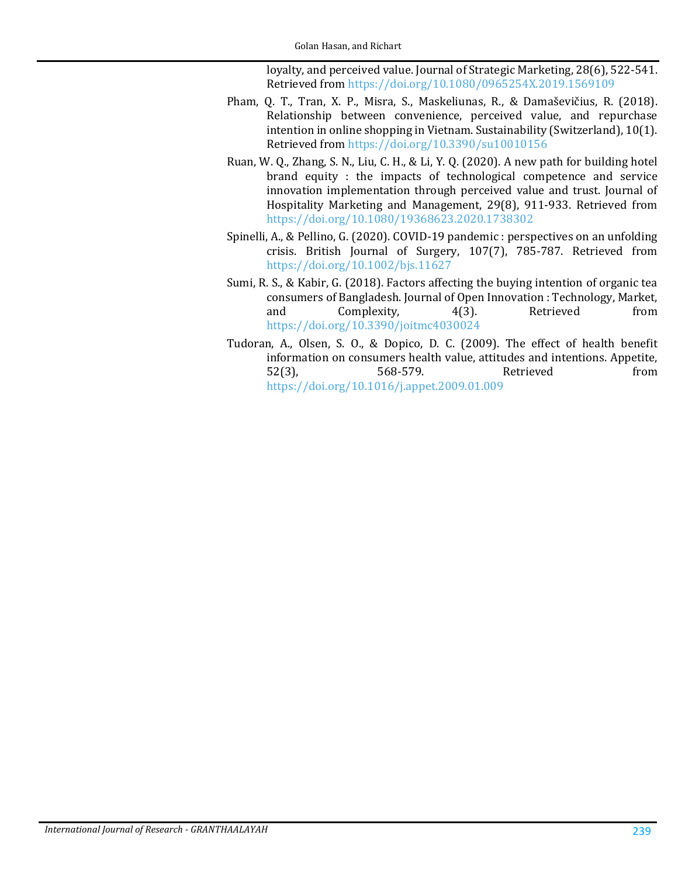loyalty, and perceived value. Journal of Strategic Marketing, 28(6), 522-541. Retrieved from https://doi.org/10.1080/0965254X.2019.1569109

Pham, Q. T., Tran, X. P., Misra, S., Maskeliunas, R., & Damaševičius, R. (2018). Relationship between convenience, perceived value, and repurchase intention in online shopping in Vietnam. Sustainability (Switzerland), 10(1). Retrieved from https://doi.org/10.3390/su10010156

Ruan, W. Q., Zhang, S. N., Liu, C. H., & Li, Y. Q. (2020). A new path for building hotel brand equity : the impacts of technological competence and service innovation implementation through perceived value and trust. Journal of Hospitality Marketing and Management, 29(8), 911-933. Retrieved from https://doi.org/10.1080/19368623.2020.1738302

Spinelli, A., & Pellino, G. (2020). COVID-19 pandemic : perspectives on an unfolding crisis. British Journal of Surgery, 107(7), 785-787. Retrieved from https://doi.org/10.1002/bjs.11627

Sumi, R. S., & Kabir, G. (2018). Factors affecting the buying intention of organic tea consumers of Bangladesh. Journal of Open Innovation : Technology, Market, and Complexity, 4(3). Retrieved from https://doi.org/10.3390/joitmc4030024

Tudoran, A., Olsen, S. O., & Dopico, D. C. (2009). The effect of health benefit information on consumers health value, attitudes and intentions. Appetite, 52(3), 568-579. Retrieved from https://doi.org/10.1016/j.appet.2009.01.009